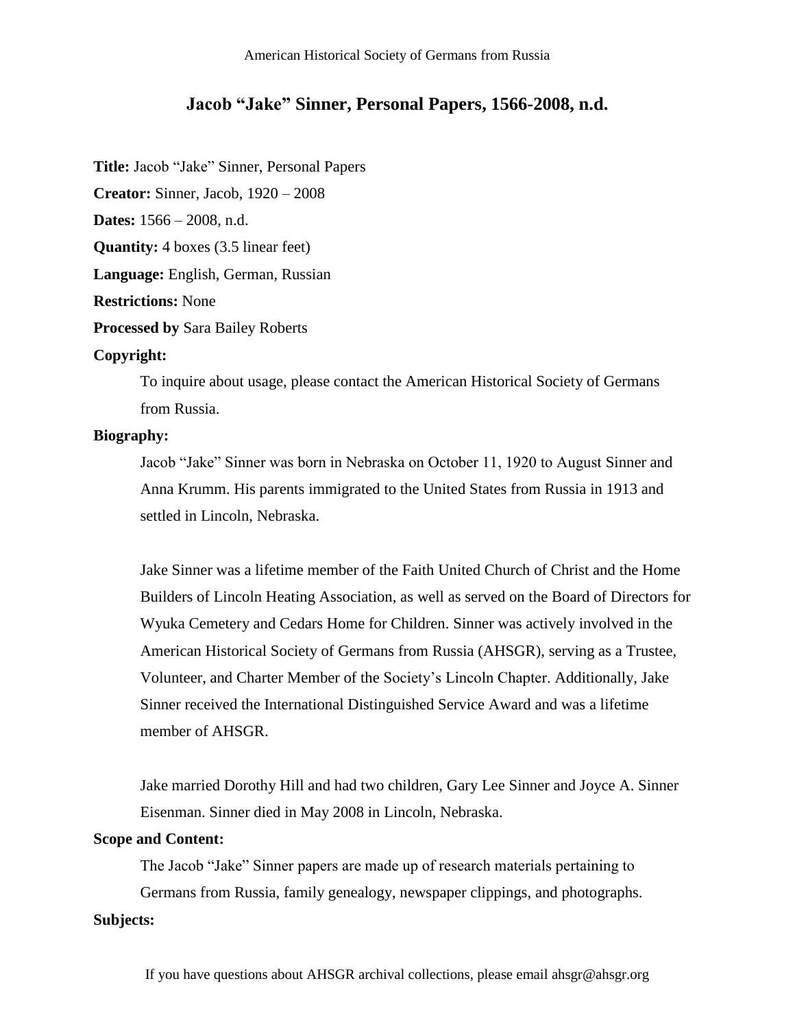# Jacob "Jake" Sinner, Personal Papers, 1566-2008, n.d.

**Title:** Jacob "Jake" Sinner, Personal Papers

**Creator:** Sinner, Jacob, 1920 – 2008

**Dates:** 1566 – 2008, n.d.

**Quantity:** 4 boxes (3.5 linear feet)

**Language:** English, German, Russian

**Restrictions:** None

**Processed by** Sara Bailey Roberts

**Copyright:**

To inquire about usage, please contact the American Historical Society of Germans from Russia.

**Biography:**

Jacob "Jake" Sinner was born in Nebraska on October 11, 1920 to August Sinner and Anna Krumm. His parents immigrated to the United States from Russia in 1913 and settled in Lincoln, Nebraska.

Jake Sinner was a lifetime member of the Faith United Church of Christ and the Home Builders of Lincoln Heating Association, as well as served on the Board of Directors for Wyuka Cemetery and Cedars Home for Children. Sinner was actively involved in the American Historical Society of Germans from Russia (AHSGR), serving as a Trustee, Volunteer, and Charter Member of the Society's Lincoln Chapter. Additionally, Jake Sinner received the International Distinguished Service Award and was a lifetime member of AHSGR.

Jake married Dorothy Hill and had two children, Gary Lee Sinner and Joyce A. Sinner Eisenman. Sinner died in May 2008 in Lincoln, Nebraska.

**Scope and Content:**

The Jacob "Jake" Sinner papers are made up of research materials pertaining to Germans from Russia, family genealogy, newspaper clippings, and photographs.

**Subjects:**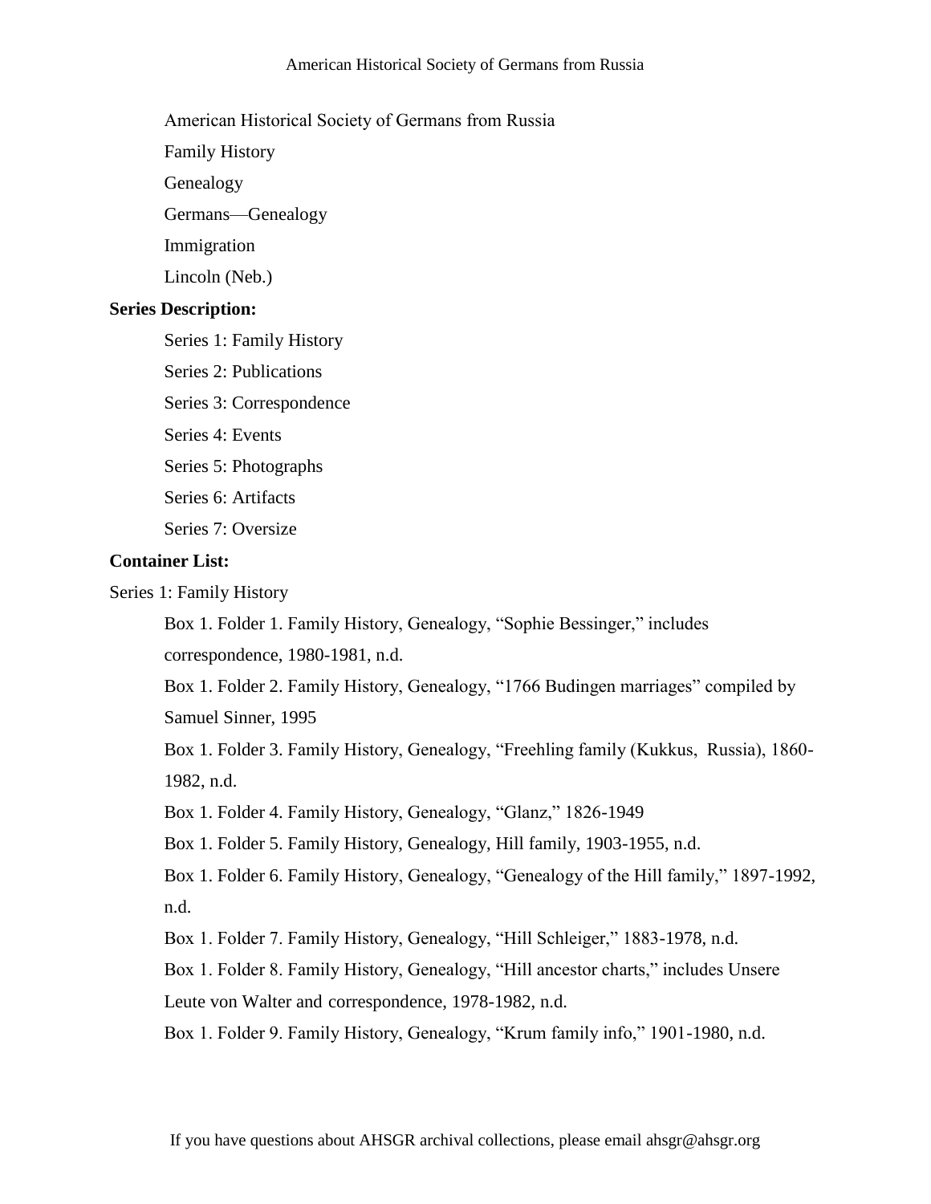American Historical Society of Germans from Russia

Family History

Genealogy

Germans—Genealogy

Immigration

Lincoln (Neb.)

**Series Description:**

Series 1: Family History

Series 2: Publications

Series 3: Correspondence

Series 4: Events

Series 5: Photographs

Series 6: Artifacts

Series 7: Oversize

**Container List:**

Series 1: Family History

Box 1. Folder 1. Family History, Genealogy, "Sophie Bessinger," includes correspondence, 1980-1981, n.d.

Box 1. Folder 2. Family History, Genealogy, "1766 Budingen marriages" compiled by Samuel Sinner, 1995

Box 1. Folder 3. Family History, Genealogy, "Freehling family (Kukkus, Russia), 1860-1982, n.d.

Box 1. Folder 4. Family History, Genealogy, "Glanz," 1826-1949

Box 1. Folder 5. Family History, Genealogy, Hill family, 1903-1955, n.d.

Box 1. Folder 6. Family History, Genealogy, "Genealogy of the Hill family," 1897-1992, n.d.

Box 1. Folder 7. Family History, Genealogy, "Hill Schleiger," 1883-1978, n.d.

Box 1. Folder 8. Family History, Genealogy, "Hill ancestor charts," includes Unsere Leute von Walter and correspondence, 1978-1982, n.d.

Box 1. Folder 9. Family History, Genealogy, "Krum family info," 1901-1980, n.d.

If you have questions about AHSGR archival collections, please email ahsgr@ahsgr.org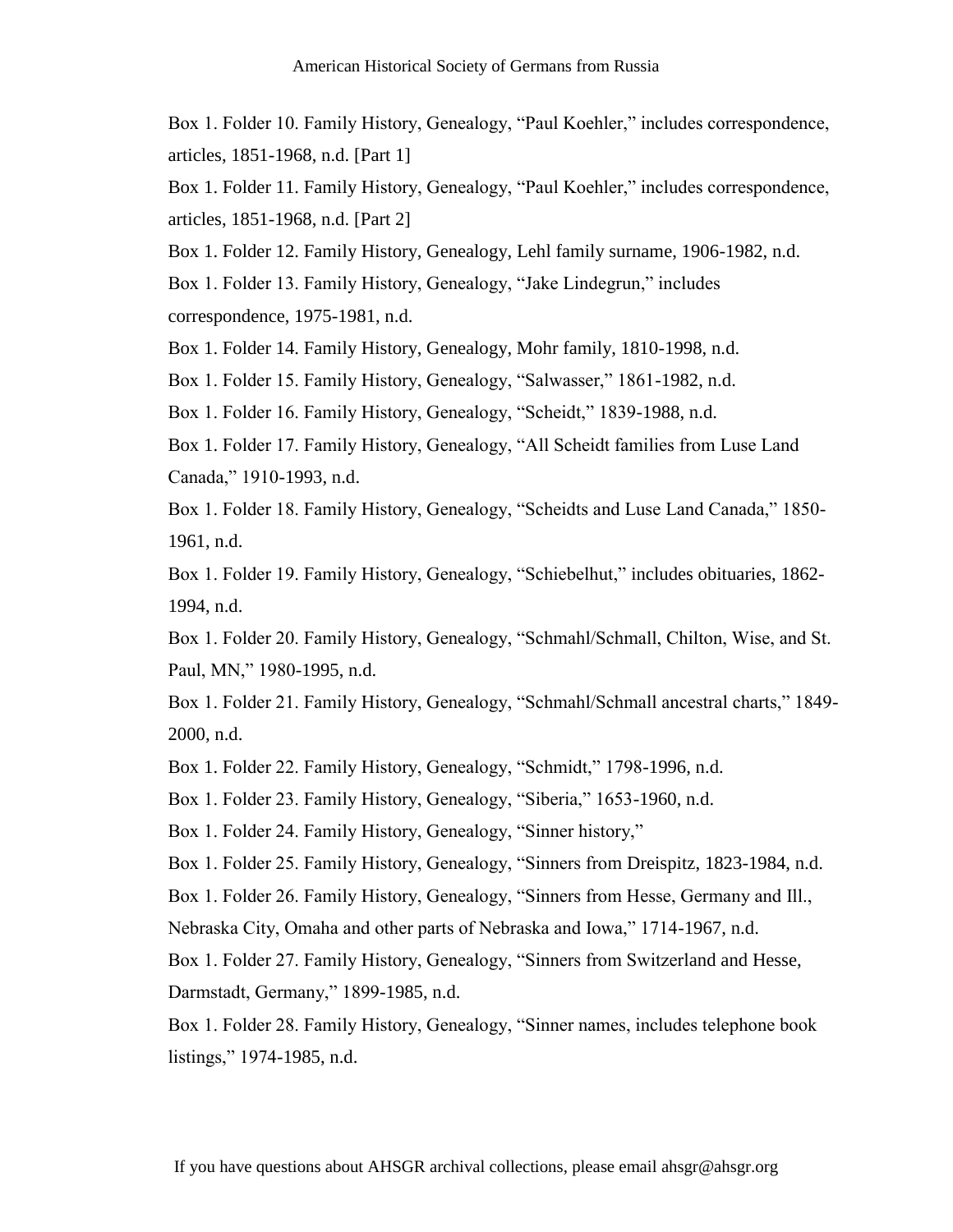Box 1. Folder 10. Family History, Genealogy, "Paul Koehler," includes correspondence, articles, 1851-1968, n.d. [Part 1]

Box 1. Folder 11. Family History, Genealogy, "Paul Koehler," includes correspondence, articles, 1851-1968, n.d. [Part 2]

Box 1. Folder 12. Family History, Genealogy, Lehl family surname, 1906-1982, n.d.

Box 1. Folder 13. Family History, Genealogy, "Jake Lindegrun," includes correspondence, 1975-1981, n.d.

Box 1. Folder 14. Family History, Genealogy, Mohr family, 1810-1998, n.d.

Box 1. Folder 15. Family History, Genealogy, "Salwasser," 1861-1982, n.d.

Box 1. Folder 16. Family History, Genealogy, "Scheidt," 1839-1988, n.d.

Box 1. Folder 17. Family History, Genealogy, "All Scheidt families from Luse Land Canada," 1910-1993, n.d.

Box 1. Folder 18. Family History, Genealogy, "Scheidts and Luse Land Canada," 1850-1961, n.d.

Box 1. Folder 19. Family History, Genealogy, "Schiebelhut," includes obituaries, 1862-1994, n.d.

Box 1. Folder 20. Family History, Genealogy, "Schmahl/Schmall, Chilton, Wise, and St. Paul, MN," 1980-1995, n.d.

Box 1. Folder 21. Family History, Genealogy, "Schmahl/Schmall ancestral charts," 1849-2000, n.d.

Box 1. Folder 22. Family History, Genealogy, "Schmidt," 1798-1996, n.d.

Box 1. Folder 23. Family History, Genealogy, "Siberia," 1653-1960, n.d.

Box 1. Folder 24. Family History, Genealogy, "Sinner history,"

Box 1. Folder 25. Family History, Genealogy, "Sinners from Dreispitz, 1823-1984, n.d.

Box 1. Folder 26. Family History, Genealogy, "Sinners from Hesse, Germany and Ill., Nebraska City, Omaha and other parts of Nebraska and Iowa," 1714-1967, n.d.

Box 1. Folder 27. Family History, Genealogy, "Sinners from Switzerland and Hesse, Darmstadt, Germany," 1899-1985, n.d.

Box 1. Folder 28. Family History, Genealogy, "Sinner names, includes telephone book listings," 1974-1985, n.d.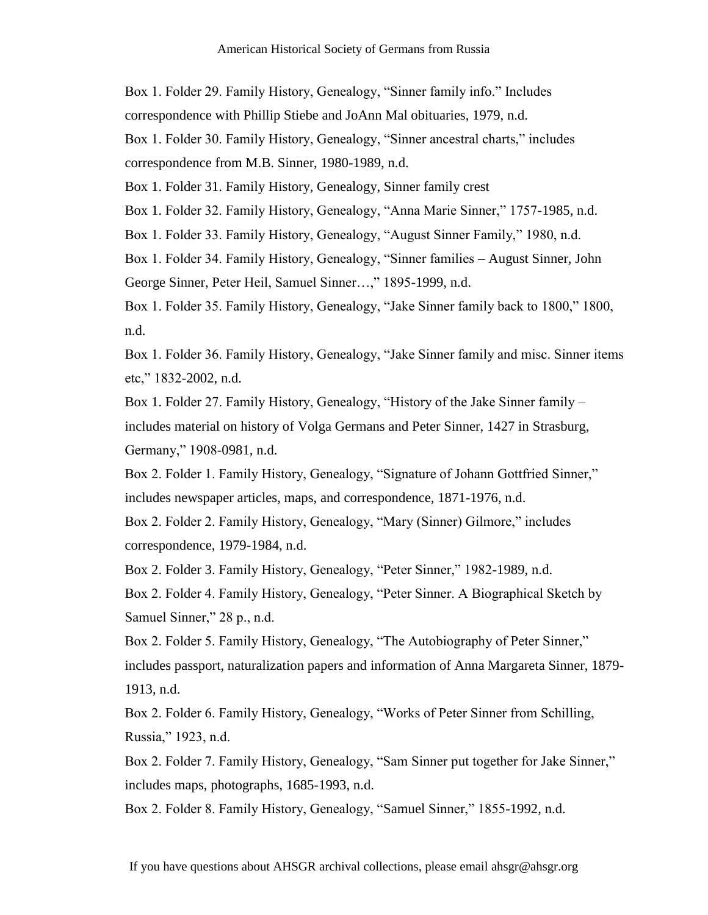Box 1. Folder 29. Family History, Genealogy, “Sinner family info.” Includes correspondence with Phillip Stiebe and JoAnn Mal obituaries, 1979, n.d.

Box 1. Folder 30. Family History, Genealogy, “Sinner ancestral charts,” includes correspondence from M.B. Sinner, 1980-1989, n.d.

Box 1. Folder 31. Family History, Genealogy, Sinner family crest

Box 1. Folder 32. Family History, Genealogy, “Anna Marie Sinner,” 1757-1985, n.d.

Box 1. Folder 33. Family History, Genealogy, “August Sinner Family,” 1980, n.d.

Box 1. Folder 34. Family History, Genealogy, “Sinner families – August Sinner, John George Sinner, Peter Heil, Samuel Sinner…,” 1895-1999, n.d.

Box 1. Folder 35. Family History, Genealogy, “Jake Sinner family back to 1800,” 1800, n.d.

Box 1. Folder 36. Family History, Genealogy, “Jake Sinner family and misc. Sinner items etc,” 1832-2002, n.d.

Box 1. Folder 27. Family History, Genealogy, “History of the Jake Sinner family – includes material on history of Volga Germans and Peter Sinner, 1427 in Strasburg, Germany,” 1908-0981, n.d.

Box 2. Folder 1. Family History, Genealogy, “Signature of Johann Gottfried Sinner,” includes newspaper articles, maps, and correspondence, 1871-1976, n.d.

Box 2. Folder 2. Family History, Genealogy, “Mary (Sinner) Gilmore,” includes correspondence, 1979-1984, n.d.

Box 2. Folder 3. Family History, Genealogy, “Peter Sinner,” 1982-1989, n.d.

Box 2. Folder 4. Family History, Genealogy, “Peter Sinner. A Biographical Sketch by Samuel Sinner,” 28 p., n.d.

Box 2. Folder 5. Family History, Genealogy, “The Autobiography of Peter Sinner,” includes passport, naturalization papers and information of Anna Margareta Sinner, 1879-1913, n.d.

Box 2. Folder 6. Family History, Genealogy, “Works of Peter Sinner from Schilling, Russia,” 1923, n.d.

Box 2. Folder 7. Family History, Genealogy, “Sam Sinner put together for Jake Sinner,” includes maps, photographs, 1685-1993, n.d.

Box 2. Folder 8. Family History, Genealogy, “Samuel Sinner,” 1855-1992, n.d.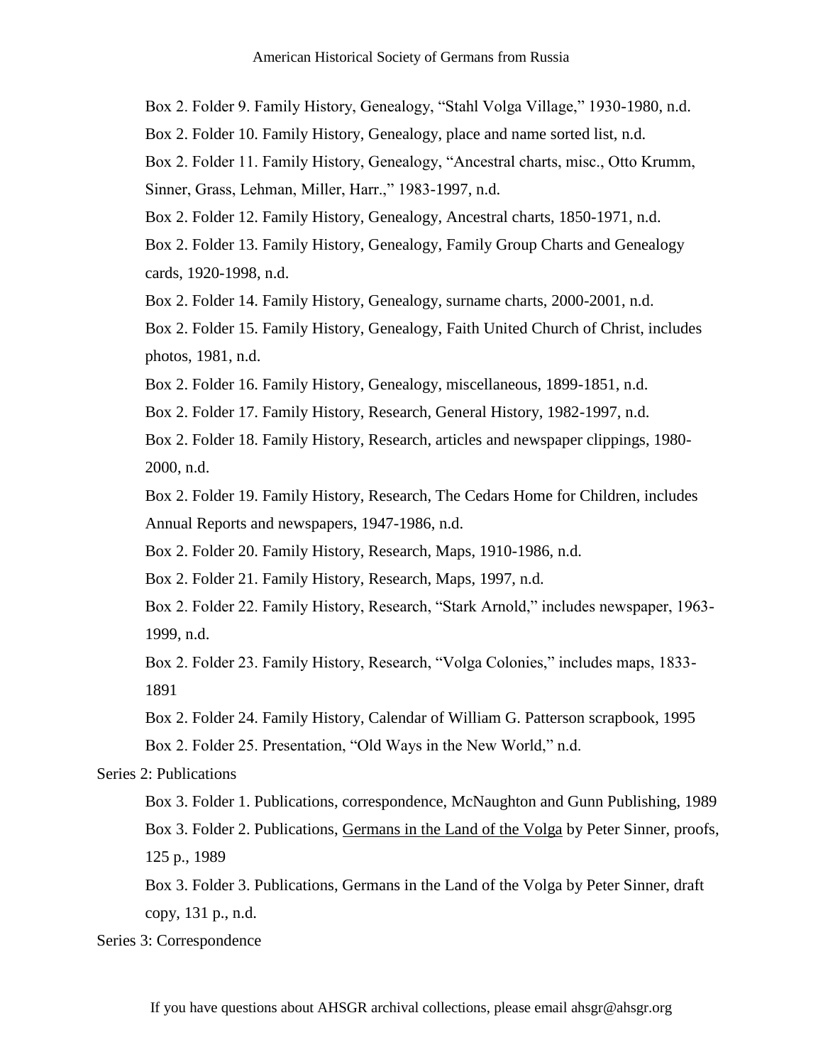Box 2. Folder 9. Family History, Genealogy, "Stahl Volga Village," 1930-1980, n.d.

Box 2. Folder 10. Family History, Genealogy, place and name sorted list, n.d.

Box 2. Folder 11. Family History, Genealogy, "Ancestral charts, misc., Otto Krumm, Sinner, Grass, Lehman, Miller, Harr.," 1983-1997, n.d.

Box 2. Folder 12. Family History, Genealogy, Ancestral charts, 1850-1971, n.d.

Box 2. Folder 13. Family History, Genealogy, Family Group Charts and Genealogy cards, 1920-1998, n.d.

Box 2. Folder 14. Family History, Genealogy, surname charts, 2000-2001, n.d.

Box 2. Folder 15. Family History, Genealogy, Faith United Church of Christ, includes photos, 1981, n.d.

Box 2. Folder 16. Family History, Genealogy, miscellaneous, 1899-1851, n.d.

Box 2. Folder 17. Family History, Research, General History, 1982-1997, n.d.

Box 2. Folder 18. Family History, Research, articles and newspaper clippings, 1980-2000, n.d.

Box 2. Folder 19. Family History, Research, The Cedars Home for Children, includes Annual Reports and newspapers, 1947-1986, n.d.

Box 2. Folder 20. Family History, Research, Maps, 1910-1986, n.d.

Box 2. Folder 21. Family History, Research, Maps, 1997, n.d.

Box 2. Folder 22. Family History, Research, "Stark Arnold," includes newspaper, 1963-1999, n.d.

Box 2. Folder 23. Family History, Research, "Volga Colonies," includes maps, 1833-1891

Box 2. Folder 24. Family History, Calendar of William G. Patterson scrapbook, 1995

Box 2. Folder 25. Presentation, "Old Ways in the New World," n.d.

Series 2: Publications

Box 3. Folder 1. Publications, correspondence, McNaughton and Gunn Publishing, 1989

Box 3. Folder 2. Publications, Germans in the Land of the Volga by Peter Sinner, proofs, 125 p., 1989

Box 3. Folder 3. Publications, Germans in the Land of the Volga by Peter Sinner, draft copy, 131 p., n.d.

Series 3: Correspondence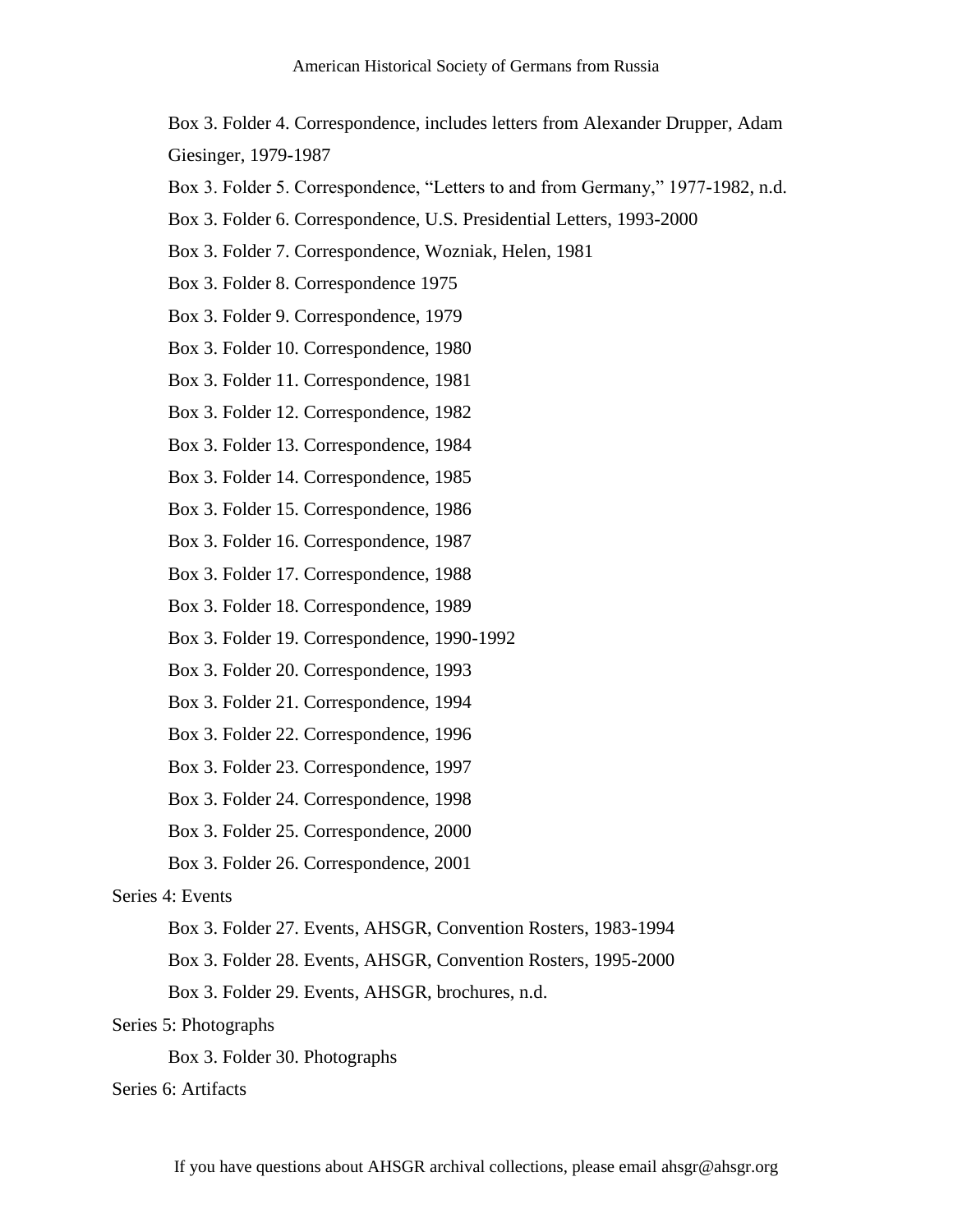Box 3. Folder 4. Correspondence, includes letters from Alexander Drupper, Adam Giesinger, 1979-1987

Box 3. Folder 5. Correspondence, "Letters to and from Germany," 1977-1982, n.d.

Box 3. Folder 6. Correspondence, U.S. Presidential Letters, 1993-2000

Box 3. Folder 7. Correspondence, Wozniak, Helen, 1981

Box 3. Folder 8. Correspondence 1975

Box 3. Folder 9. Correspondence, 1979

Box 3. Folder 10. Correspondence, 1980

Box 3. Folder 11. Correspondence, 1981

Box 3. Folder 12. Correspondence, 1982

Box 3. Folder 13. Correspondence, 1984

Box 3. Folder 14. Correspondence, 1985

Box 3. Folder 15. Correspondence, 1986

Box 3. Folder 16. Correspondence, 1987

Box 3. Folder 17. Correspondence, 1988

Box 3. Folder 18. Correspondence, 1989

Box 3. Folder 19. Correspondence, 1990-1992

Box 3. Folder 20. Correspondence, 1993

Box 3. Folder 21. Correspondence, 1994

Box 3. Folder 22. Correspondence, 1996

Box 3. Folder 23. Correspondence, 1997

Box 3. Folder 24. Correspondence, 1998

Box 3. Folder 25. Correspondence, 2000

Box 3. Folder 26. Correspondence, 2001

Series 4: Events

Box 3. Folder 27. Events, AHSGR, Convention Rosters, 1983-1994

Box 3. Folder 28. Events, AHSGR, Convention Rosters, 1995-2000

Box 3. Folder 29. Events, AHSGR, brochures, n.d.

Series 5: Photographs

Box 3. Folder 30. Photographs

Series 6: Artifacts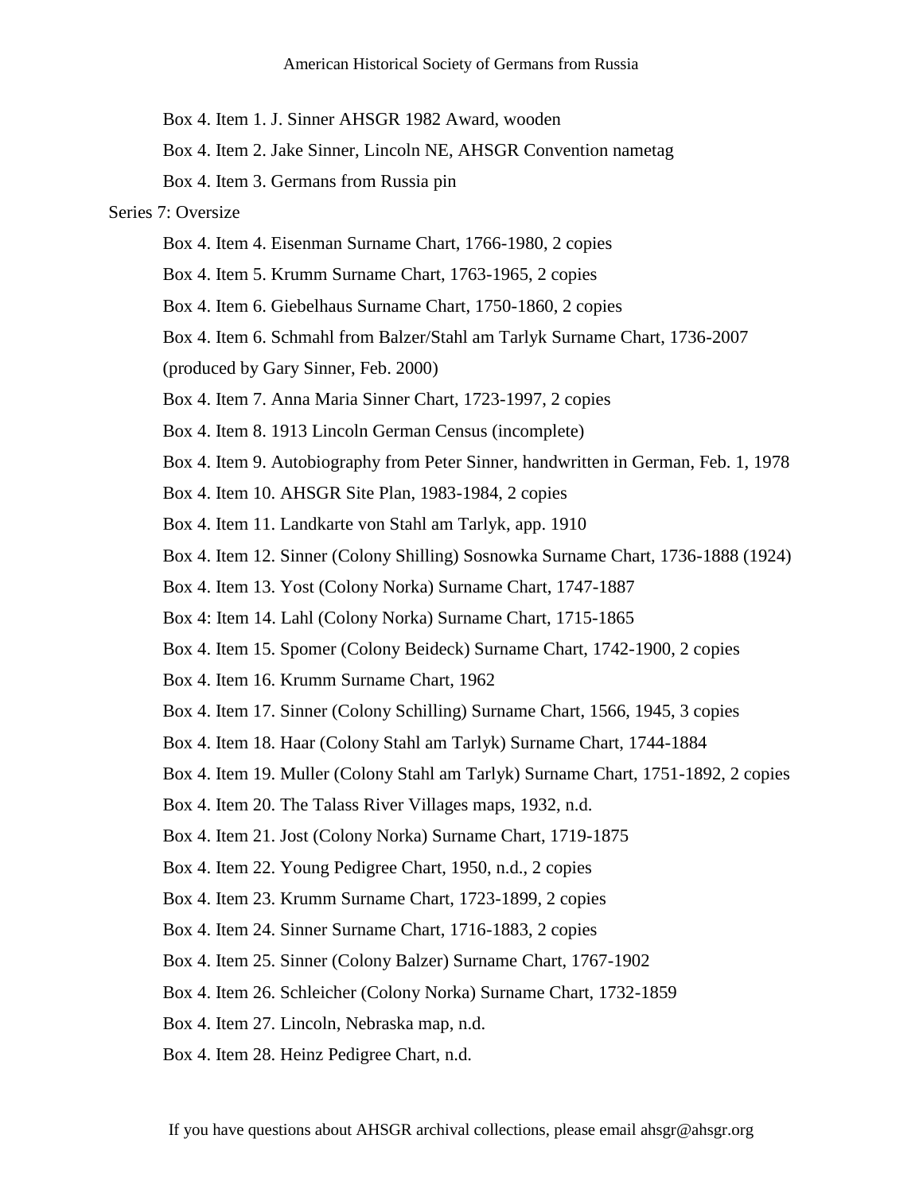Box 4. Item 1. J. Sinner AHSGR 1982 Award, wooden

Box 4. Item 2. Jake Sinner, Lincoln NE, AHSGR Convention nametag

Box 4. Item 3. Germans from Russia pin

Series 7: Oversize

Box 4. Item 4. Eisenman Surname Chart, 1766-1980, 2 copies

Box 4. Item 5. Krumm Surname Chart, 1763-1965, 2 copies

Box 4. Item 6. Giebelhaus Surname Chart, 1750-1860, 2 copies

Box 4. Item 6. Schmahl from Balzer/Stahl am Tarlyk Surname Chart, 1736-2007 (produced by Gary Sinner, Feb. 2000)

Box 4. Item 7. Anna Maria Sinner Chart, 1723-1997, 2 copies

Box 4. Item 8. 1913 Lincoln German Census (incomplete)

Box 4. Item 9. Autobiography from Peter Sinner, handwritten in German, Feb. 1, 1978

Box 4. Item 10. AHSGR Site Plan, 1983-1984, 2 copies

Box 4. Item 11. Landkarte von Stahl am Tarlyk, app. 1910

Box 4. Item 12. Sinner (Colony Shilling) Sosnowka Surname Chart, 1736-1888 (1924)

Box 4. Item 13. Yost (Colony Norka) Surname Chart, 1747-1887

Box 4: Item 14. Lahl (Colony Norka) Surname Chart, 1715-1865

Box 4. Item 15. Spomer (Colony Beideck) Surname Chart, 1742-1900, 2 copies

Box 4. Item 16. Krumm Surname Chart, 1962

Box 4. Item 17. Sinner (Colony Schilling) Surname Chart, 1566, 1945, 3 copies

Box 4. Item 18. Haar (Colony Stahl am Tarlyk) Surname Chart, 1744-1884

Box 4. Item 19. Muller (Colony Stahl am Tarlyk) Surname Chart, 1751-1892, 2 copies

Box 4. Item 20. The Talass River Villages maps, 1932, n.d.

Box 4. Item 21. Jost (Colony Norka) Surname Chart, 1719-1875

Box 4. Item 22. Young Pedigree Chart, 1950, n.d., 2 copies

Box 4. Item 23. Krumm Surname Chart, 1723-1899, 2 copies

Box 4. Item 24. Sinner Surname Chart, 1716-1883, 2 copies

Box 4. Item 25. Sinner (Colony Balzer) Surname Chart, 1767-1902

Box 4. Item 26. Schleicher (Colony Norka) Surname Chart, 1732-1859

Box 4. Item 27. Lincoln, Nebraska map, n.d.

Box 4. Item 28. Heinz Pedigree Chart, n.d.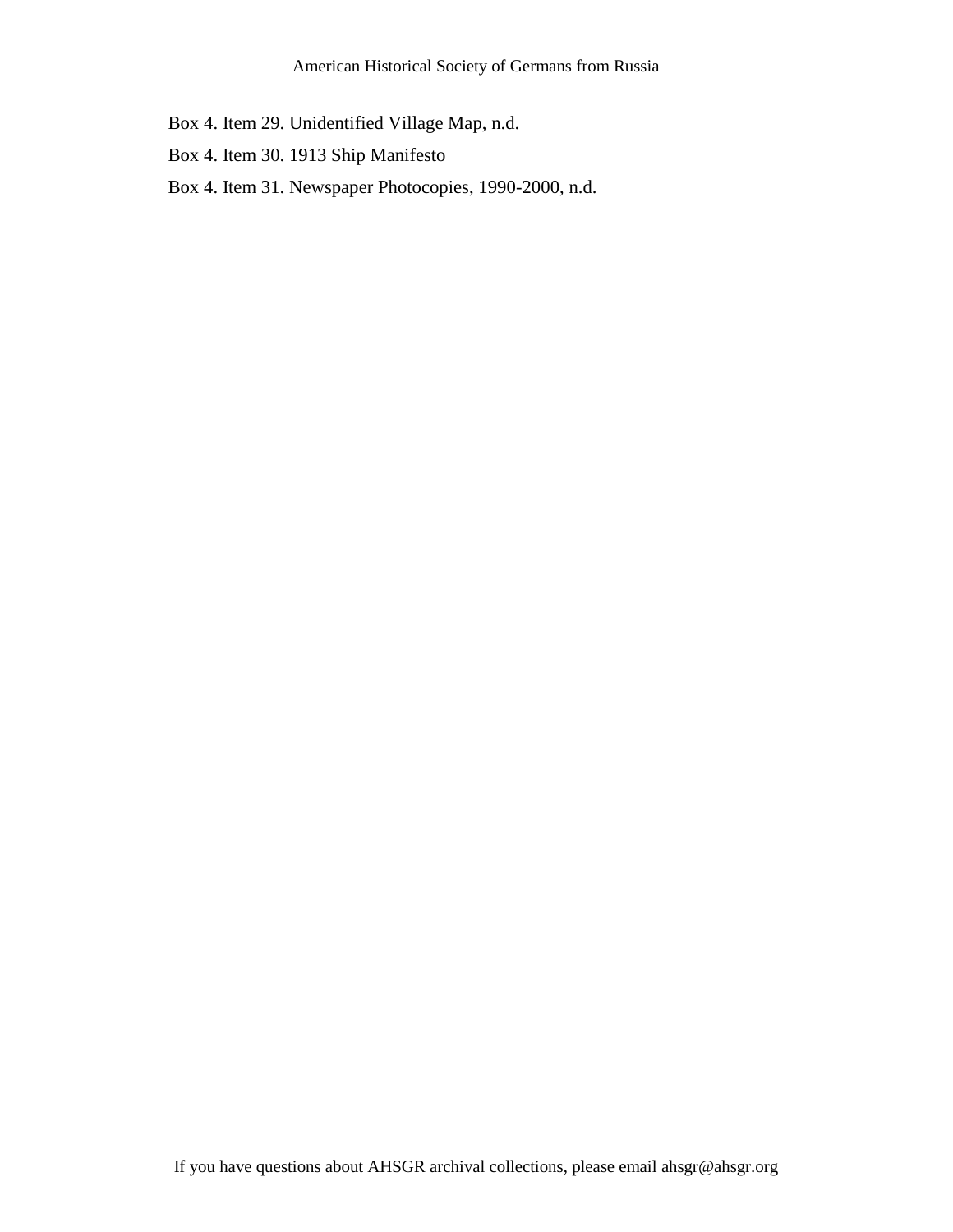Box 4. Item 29. Unidentified Village Map, n.d.

Box 4. Item 30. 1913 Ship Manifesto

Box 4. Item 31. Newspaper Photocopies, 1990-2000, n.d.